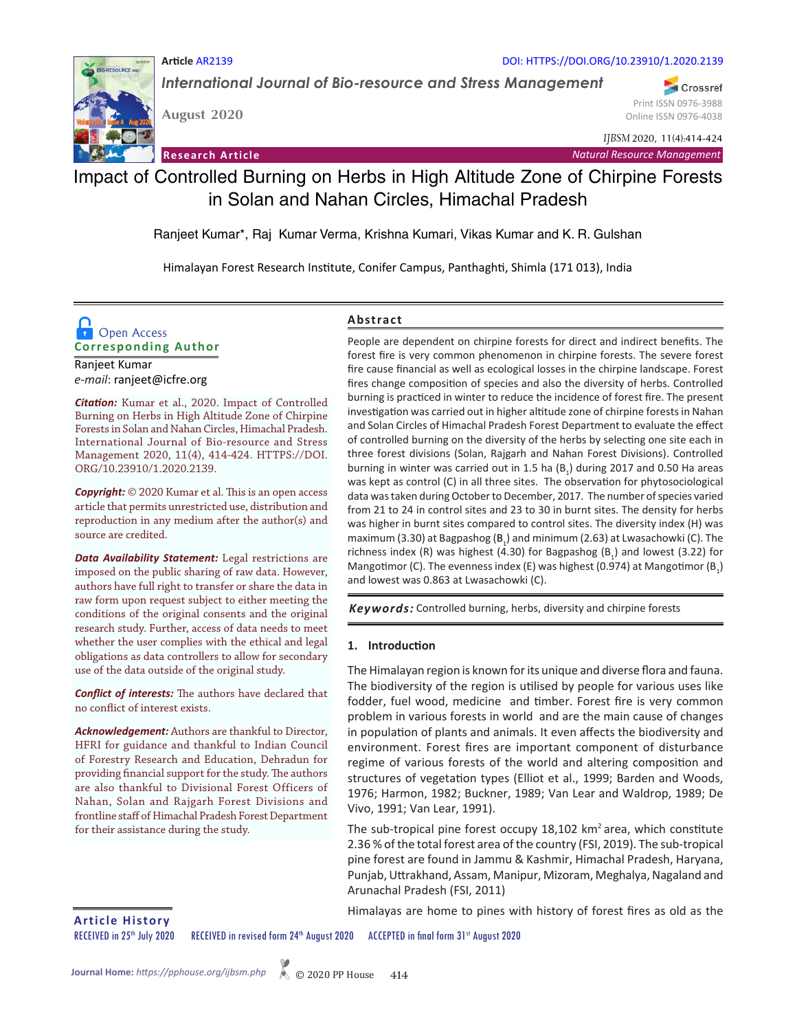Article AR2139

DOI: HTTPS://DOI.ORG/10.23910/1.2020.2139

*International Journal of Bio-resource and Stress Management*

August 2020

Print ISSN 0976-3988
Online ISSN 0976-4038

*IJBSM* 2020, 11(4):414-424

Research Article — *Natural Resource Management*

# Impact of Controlled Burning on Herbs in High Altitude Zone of Chirpine Forests in Solan and Nahan Circles, Himachal Pradesh

Ranjeet Kumar*, Raj Kumar Verma, Krishna Kumari, Vikas Kumar and K. R. Gulshan

Himalayan Forest Research Institute, Conifer Campus, Panthaghti, Shimla (171 013), India

Open Access

**Corresponding Author**

Ranjeet Kumar
*e-mail*: ranjeet@icfre.org

***Citation:*** Kumar et al., 2020. Impact of Controlled Burning on Herbs in High Altitude Zone of Chirpine Forests in Solan and Nahan Circles, Himachal Pradesh. International Journal of Bio-resource and Stress Management 2020, 11(4), 414-424. HTTPS://DOI.ORG/10.23910/1.2020.2139.

***Copyright:*** © 2020 Kumar et al. This is an open access article that permits unrestricted use, distribution and reproduction in any medium after the author(s) and source are credited.

***Data Availability Statement:*** Legal restrictions are imposed on the public sharing of raw data. However, authors have full right to transfer or share the data in raw form upon request subject to either meeting the conditions of the original consents and the original research study. Further, access of data needs to meet whether the user complies with the ethical and legal obligations as data controllers to allow for secondary use of the data outside of the original study.

***Conflict of interests:*** The authors have declared that no conflict of interest exists.

***Acknowledgement:*** Authors are thankful to Director, HFRI for guidance and thankful to Indian Council of Forestry Research and Education, Dehradun for providing financial support for the study. The authors are also thankful to Divisional Forest Officers of Nahan, Solan and Rajgarh Forest Divisions and frontline staff of Himachal Pradesh Forest Department for their assistance during the study.

## Abstract

People are dependent on chirpine forests for direct and indirect benefits. The forest fire is very common phenomenon in chirpine forests. The severe forest fire cause financial as well as ecological losses in the chirpine landscape. Forest fires change composition of species and also the diversity of herbs. Controlled burning is practiced in winter to reduce the incidence of forest fire. The present investigation was carried out in higher altitude zone of chirpine forests in Nahan and Solan Circles of Himachal Pradesh Forest Department to evaluate the effect of controlled burning on the diversity of the herbs by selecting one site each in three forest divisions (Solan, Rajgarh and Nahan Forest Divisions). Controlled burning in winter was carried out in 1.5 ha ($B_1$) during 2017 and 0.50 Ha areas was kept as control (C) in all three sites. The observation for phytosociological data was taken during October to December, 2017. The number of species varied from 21 to 24 in control sites and 23 to 30 in burnt sites. The density for herbs was higher in burnt sites compared to control sites. The diversity index (H) was maximum (3.30) at Bagpashog ($B_1$) and minimum (2.63) at Lwasachowki (C). The richness index (R) was highest (4.30) for Bagpashog ($B_1$) and lowest (3.22) for Mangotimor (C). The evenness index (E) was highest (0.974) at Mangotimor ($B_1$) and lowest was 0.863 at Lwasachowki (C).

***Keywords:*** Controlled burning, herbs, diversity and chirpine forests

## 1. Introduction

The Himalayan region is known for its unique and diverse flora and fauna. The biodiversity of the region is utilised by people for various uses like fodder, fuel wood, medicine and timber. Forest fire is very common problem in various forests in world and are the main cause of changes in population of plants and animals. It even affects the biodiversity and environment. Forest fires are important component of disturbance regime of various forests of the world and altering composition and structures of vegetation types (Elliot et al., 1999; Barden and Woods, 1976; Harmon, 1982; Buckner, 1989; Van Lear and Waldrop, 1989; De Vivo, 1991; Van Lear, 1991).

The sub-tropical pine forest occupy 18,102 km$^2$ area, which constitute 2.36 % of the total forest area of the country (FSI, 2019). The sub-tropical pine forest are found in Jammu & Kashmir, Himachal Pradesh, Haryana, Punjab, Uttrakhand, Assam, Manipur, Mizoram, Meghalaya, Nagaland and Arunachal Pradesh (FSI, 2011)

Himalayas are home to pines with history of forest fires as old as the

**Article History**

RECEIVED in 25th July 2020 RECEIVED in revised form 24th August 2020 ACCEPTED in final form 31st August 2020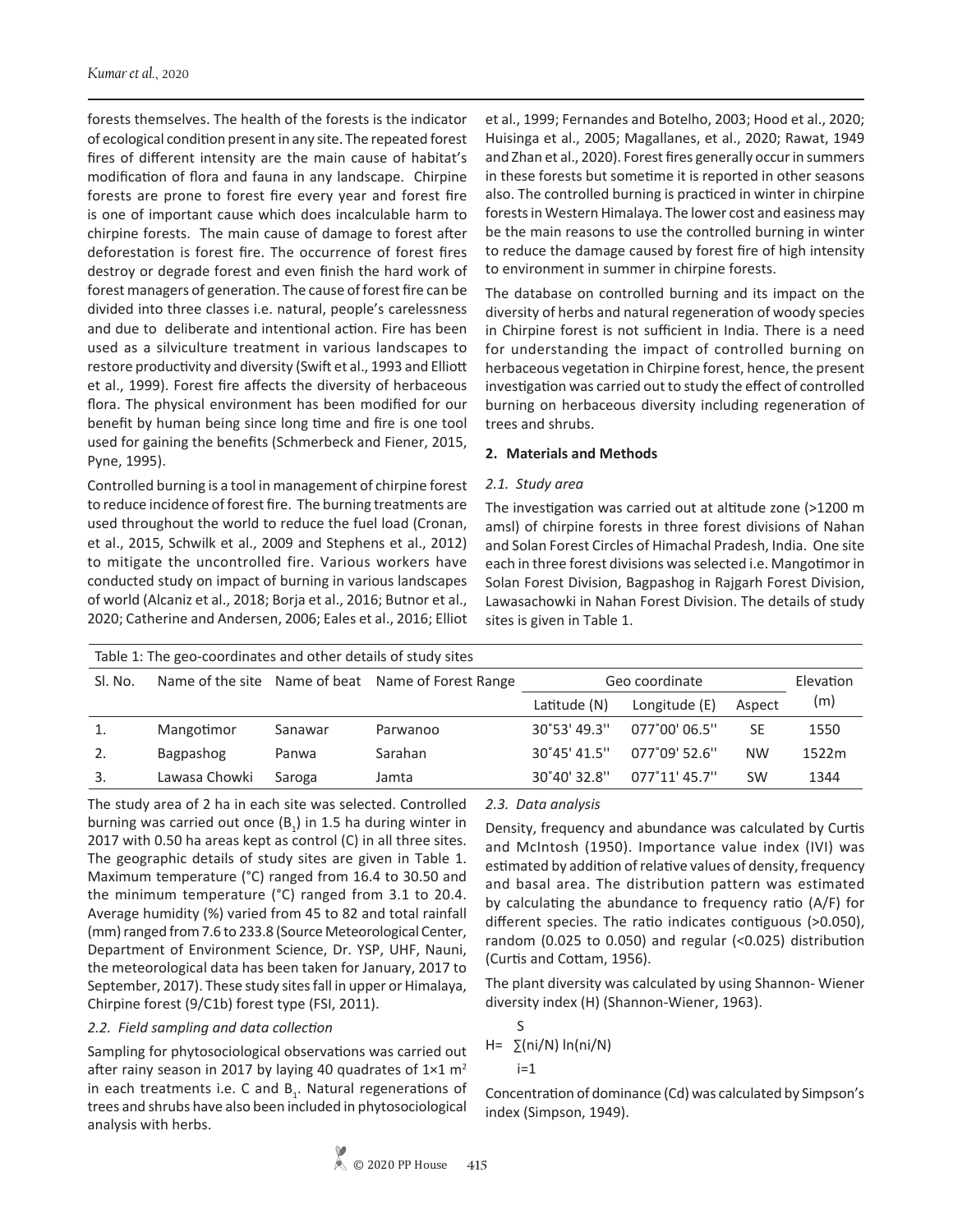forests themselves. The health of the forests is the indicator of ecological condition present in any site. The repeated forest fires of different intensity are the main cause of habitat's modification of flora and fauna in any landscape. Chirpine forests are prone to forest fire every year and forest fire is one of important cause which does incalculable harm to chirpine forests. The main cause of damage to forest after deforestation is forest fire. The occurrence of forest fires destroy or degrade forest and even finish the hard work of forest managers of generation. The cause of forest fire can be divided into three classes i.e. natural, people's carelessness and due to deliberate and intentional action. Fire has been used as a silviculture treatment in various landscapes to restore productivity and diversity (Swift et al., 1993 and Elliott et al., 1999). Forest fire affects the diversity of herbaceous flora. The physical environment has been modified for our benefit by human being since long time and fire is one tool used for gaining the benefits (Schmerbeck and Fiener, 2015, Pyne, 1995).

Controlled burning is a tool in management of chirpine forest to reduce incidence of forest fire. The burning treatments are used throughout the world to reduce the fuel load (Cronan, et al., 2015, Schwilk et al., 2009 and Stephens et al., 2012) to mitigate the uncontrolled fire. Various workers have conducted study on impact of burning in various landscapes of world (Alcaniz et al., 2018; Borja et al., 2016; Butnor et al., 2020; Catherine and Andersen, 2006; Eales et al., 2016; Elliot et al., 1999; Fernandes and Botelho, 2003; Hood et al., 2020; Huisinga et al., 2005; Magallanes, et al., 2020; Rawat, 1949 and Zhan et al., 2020). Forest fires generally occur in summers in these forests but sometime it is reported in other seasons also. The controlled burning is practiced in winter in chirpine forests in Western Himalaya. The lower cost and easiness may be the main reasons to use the controlled burning in winter to reduce the damage caused by forest fire of high intensity to environment in summer in chirpine forests.

The database on controlled burning and its impact on the diversity of herbs and natural regeneration of woody species in Chirpine forest is not sufficient in India. There is a need for understanding the impact of controlled burning on herbaceous vegetation in Chirpine forest, hence, the present investigation was carried out to study the effect of controlled burning on herbaceous diversity including regeneration of trees and shrubs.

## 2. Materials and Methods

### *2.1. Study area*

The investigation was carried out at altitude zone (>1200 m amsl) of chirpine forests in three forest divisions of Nahan and Solan Forest Circles of Himachal Pradesh, India. One site each in three forest divisions was selected i.e. Mangotimor in Solan Forest Division, Bagpashog in Rajgarh Forest Division, Lawasachowki in Nahan Forest Division. The details of study sites is given in Table 1.

Table 1: The geo-coordinates and other details of study sites

| Sl. No. | Name of the site | Name of beat | Name of Forest Range | Geo coordinate | | | Elevation (m) |
|---|---|---|---|---|---|---|---|
| | | | | Latitude (N) | Longitude (E) | Aspect | |
| 1. | Mangotimor | Sanawar | Parwanoo | 30˚53' 49.3'' | 077˚00' 06.5'' | SE | 1550 |
| 2. | Bagpashog | Panwa | Sarahan | 30˚45' 41.5'' | 077˚09' 52.6'' | NW | 1522m |
| 3. | Lawasa Chowki | Saroga | Jamta | 30˚40' 32.8'' | 077˚11' 45.7'' | SW | 1344 |

The study area of 2 ha in each site was selected. Controlled burning was carried out once ($B_1$) in 1.5 ha during winter in 2017 with 0.50 ha areas kept as control (C) in all three sites. The geographic details of study sites are given in Table 1. Maximum temperature (°C) ranged from 16.4 to 30.50 and the minimum temperature (°C) ranged from 3.1 to 20.4. Average humidity (%) varied from 45 to 82 and total rainfall (mm) ranged from 7.6 to 233.8 (Source Meteorological Center, Department of Environment Science, Dr. YSP, UHF, Nauni, the meteorological data has been taken for January, 2017 to September, 2017). These study sites fall in upper or Himalaya, Chirpine forest (9/C1b) forest type (FSI, 2011).

### *2.2. Field sampling and data collection*

Sampling for phytosociological observations was carried out after rainy season in 2017 by laying 40 quadrates of 1×1 $m^2$ in each treatments i.e. C and $B_1$. Natural regenerations of trees and shrubs have also been included in phytosociological analysis with herbs.

### *2.3. Data analysis*

Density, frequency and abundance was calculated by Curtis and McIntosh (1950). Importance value index (IVI) was estimated by addition of relative values of density, frequency and basal area. The distribution pattern was estimated by calculating the abundance to frequency ratio (A/F) for different species. The ratio indicates contiguous (>0.050), random (0.025 to 0.050) and regular (<0.025) distribution (Curtis and Cottam, 1956).

The plant diversity was calculated by using Shannon- Wiener diversity index (H) (Shannon-Wiener, 1963).

$$H = \sum_{i=1}^{S} (ni/N) \ln(ni/N)$$

Concentration of dominance (Cd) was calculated by Simpson's index (Simpson, 1949).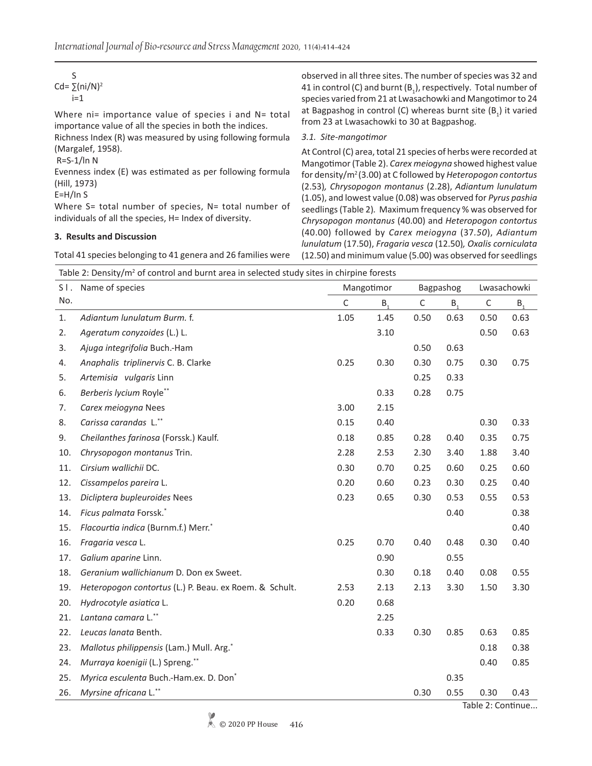$$Cd = \sum_{i=1}^{S} (ni/N)^2$$

Where ni= importance value of species i and N= total importance value of all the species in both the indices.

Richness Index (R) was measured by using following formula (Margalef, 1958).

$$R = S-1/\ln N$$

Evenness index (E) was estimated as per following formula (Hill, 1973)

$$E = H/\ln S$$

Where S= total number of species, N= total number of individuals of all the species, H= Index of diversity.

## 3. Results and Discussion

Total 41 species belonging to 41 genera and 26 families were observed in all three sites. The number of species was 32 and 41 in control (C) and burnt ($B_1$), respectively. Total number of species varied from 21 at Lwasachowki and Mangotimor to 24 at Bagpashog in control (C) whereas burnt site ($B_1$) it varied from 23 at Lwasachowki to 30 at Bagpashog.

### 3.1. Site-mangotimor

At Control (C) area, total 21 species of herbs were recorded at Mangotimor (Table 2). *Carex meiogyna* showed highest value for density/m² (3.00) at C followed by *Heteropogon contortus* (2.53), *Chrysopogon montanus* (2.28), *Adiantum lunulatum* (1.05), and lowest value (0.08) was observed for *Pyrus pashia* seedlings (Table 2). Maximum frequency % was observed for *Chrysopogon montanus* (40.00) and *Heteropogon contortus* (40.00) followed by *Carex meiogyna* (37.50), *Adiantum lunulatum* (17.50), *Fragaria vesca* (12.50), *Oxalis corniculata* (12.50) and minimum value (5.00) was observed for seedlings

Table 2: Density/m² of control and burnt area in selected study sites in chirpine forests

| Sl. No. | Name of species | Mangotimor | | Bagpashog | | Lwasachowki | |
|---|---|---|---|---|---|---|---|
| | | C | $B_1$ | C | $B_1$ | C | $B_1$ |
| 1. | *Adiantum lunulatum* Burm. f. | 1.05 | 1.45 | 0.50 | 0.63 | 0.50 | 0.63 |
| 2. | *Ageratum conyzoides* (L.) L. | | 3.10 | | | 0.50 | 0.63 |
| 3. | *Ajuga integrifolia* Buch.-Ham | | | 0.50 | 0.63 | | |
| 4. | *Anaphalis triplinervis* C. B. Clarke | 0.25 | 0.30 | 0.30 | 0.75 | 0.30 | 0.75 |
| 5. | *Artemisia vulgaris* Linn | | | 0.25 | 0.33 | | |
| 6. | *Berberis lycium* Royle** | | 0.33 | 0.28 | 0.75 | | |
| 7. | *Carex meiogyna* Nees | 3.00 | 2.15 | | | | |
| 8. | *Carissa carandas* L.** | 0.15 | 0.40 | | | 0.30 | 0.33 |
| 9. | *Cheilanthes farinosa* (Forssk.) Kaulf. | 0.18 | 0.85 | 0.28 | 0.40 | 0.35 | 0.75 |
| 10. | *Chrysopogon montanus* Trin. | 2.28 | 2.53 | 2.30 | 3.40 | 1.88 | 3.40 |
| 11. | *Cirsium wallichii* DC. | 0.30 | 0.70 | 0.25 | 0.60 | 0.25 | 0.60 |
| 12. | *Cissampelos pareira* L. | 0.20 | 0.60 | 0.23 | 0.30 | 0.25 | 0.40 |
| 13. | *Dicliptera bupleuroides* Nees | 0.23 | 0.65 | 0.30 | 0.53 | 0.55 | 0.53 |
| 14. | *Ficus palmata* Forssk.* | | | | 0.40 | | 0.38 |
| 15. | *Flacourtia indica* (Burnm.f.) Merr.* | | | | | | 0.40 |
| 16. | *Fragaria vesca* L. | 0.25 | 0.70 | 0.40 | 0.48 | 0.30 | 0.40 |
| 17. | *Galium aparine* Linn. | | 0.90 | | 0.55 | | |
| 18. | *Geranium wallichianum* D. Don ex Sweet. | | 0.30 | 0.18 | 0.40 | 0.08 | 0.55 |
| 19. | *Heteropogon contortus* (L.) P. Beau. ex Roem. & Schult. | 2.53 | 2.13 | 2.13 | 3.30 | 1.50 | 3.30 |
| 20. | *Hydrocotyle asiatica* L. | 0.20 | 0.68 | | | | |
| 21. | *Lantana camara* L.** | | 2.25 | | | | |
| 22. | *Leucas lanata* Benth. | | 0.33 | 0.30 | 0.85 | 0.63 | 0.85 |
| 23. | *Mallotus philippensis* (Lam.) Mull. Arg.* | | | | | 0.18 | 0.38 |
| 24. | *Murraya koenigii* (L.) Spreng.** | | | | | 0.40 | 0.85 |
| 25. | *Myrica esculenta* Buch.-Ham.ex. D. Don* | | | | 0.35 | | |
| 26. | *Myrsine africana* L.** | | | 0.30 | 0.55 | 0.30 | 0.43 |

Table 2: Continue...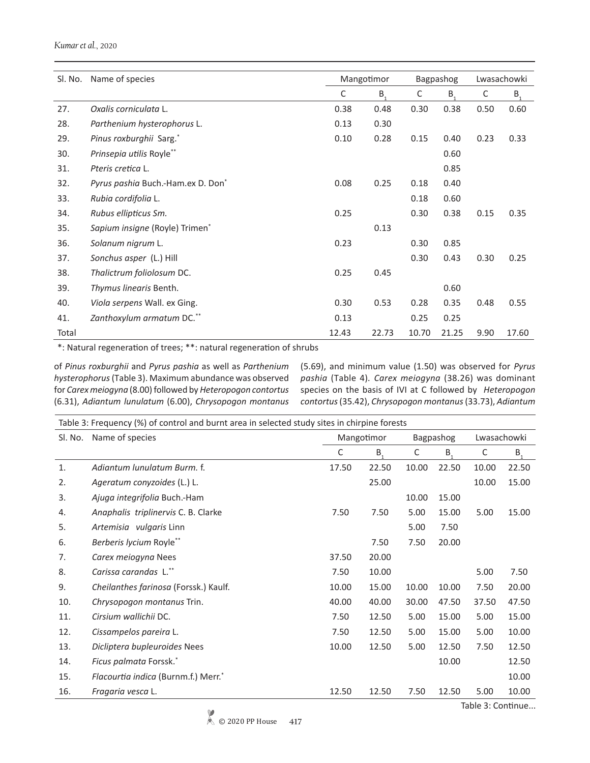| Sl. No. | Name of species | Mangotimor | | Bagpashog | | Lwasachowki | |
|---|---|---|---|---|---|---|---|
| | | C | $B_1$ | C | $B_1$ | C | $B_1$ |
| 27. | *Oxalis corniculata* L. | 0.38 | 0.48 | 0.30 | 0.38 | 0.50 | 0.60 |
| 28. | *Parthenium hysterophorus* L. | 0.13 | 0.30 | | | | |
| 29. | *Pinus roxburghii* Sarg.* | 0.10 | 0.28 | 0.15 | 0.40 | 0.23 | 0.33 |
| 30. | *Prinsepia utilis* Royle** | | | | 0.60 | | |
| 31. | *Pteris cretica* L. | | | | 0.85 | | |
| 32. | *Pyrus pashia* Buch.-Ham.ex D. Don* | 0.08 | 0.25 | 0.18 | 0.40 | | |
| 33. | *Rubia cordifolia* L. | | | 0.18 | 0.60 | | |
| 34. | *Rubus ellipticus Sm.* | 0.25 | | 0.30 | 0.38 | 0.15 | 0.35 |
| 35. | *Sapium insigne* (Royle) Trimen* | | 0.13 | | | | |
| 36. | *Solanum nigrum* L. | 0.23 | | 0.30 | 0.85 | | |
| 37. | *Sonchus asper* (L.) Hill | | | 0.30 | 0.43 | 0.30 | 0.25 |
| 38. | *Thalictrum foliolosum* DC. | 0.25 | 0.45 | | | | |
| 39. | *Thymus linearis* Benth. | | | | 0.60 | | |
| 40. | *Viola serpens* Wall. ex Ging. | 0.30 | 0.53 | 0.28 | 0.35 | 0.48 | 0.55 |
| 41. | *Zanthoxylum armatum* DC.** | 0.13 | | 0.25 | 0.25 | | |
| Total | | 12.43 | 22.73 | 10.70 | 21.25 | 9.90 | 17.60 |

*: Natural regeneration of trees; **: natural regeneration of shrubs

of *Pinus roxburghii* and *Pyrus pashia* as well as *Parthenium hysterophorus* (Table 3). Maximum abundance was observed for *Carex meiogyna* (8.00) followed by *Heteropogon contortus* (6.31), *Adiantum lunulatum* (6.00), *Chrysopogon montanus* (5.69), and minimum value (1.50) was observed for *Pyrus pashia* (Table 4). *Carex meiogyna* (38.26) was dominant species on the basis of IVI at C followed by *Heteropogon contortus* (35.42), *Chrysopogon montanus* (33.73), *Adiantum*

Table 3: Frequency (%) of control and burnt area in selected study sites in chirpine forests

| Sl. No. | Name of species | Mangotimor | | Bagpashog | | Lwasachowki | |
|---|---|---|---|---|---|---|---|
| | | C | $B_1$ | C | $B_1$ | C | $B_1$ |
| 1. | *Adiantum lunulatum Burm.* f. | 17.50 | 22.50 | 10.00 | 22.50 | 10.00 | 22.50 |
| 2. | *Ageratum conyzoides* (L.) L. | | 25.00 | | | 10.00 | 15.00 |
| 3. | *Ajuga integrifolia* Buch.-Ham | | | 10.00 | 15.00 | | |
| 4. | *Anaphalis triplinervis* C. B. Clarke | 7.50 | 7.50 | 5.00 | 15.00 | 5.00 | 15.00 |
| 5. | *Artemisia vulgaris* Linn | | | 5.00 | 7.50 | | |
| 6. | *Berberis lycium* Royle** | | 7.50 | 7.50 | 20.00 | | |
| 7. | *Carex meiogyna* Nees | 37.50 | 20.00 | | | | |
| 8. | *Carissa carandas* L.** | 7.50 | 10.00 | | | 5.00 | 7.50 |
| 9. | *Cheilanthes farinosa* (Forssk.) Kaulf. | 10.00 | 15.00 | 10.00 | 10.00 | 7.50 | 20.00 |
| 10. | *Chrysopogon montanus* Trin. | 40.00 | 40.00 | 30.00 | 47.50 | 37.50 | 47.50 |
| 11. | *Cirsium wallichii* DC. | 7.50 | 12.50 | 5.00 | 15.00 | 5.00 | 15.00 |
| 12. | *Cissampelos pareira* L. | 7.50 | 12.50 | 5.00 | 15.00 | 5.00 | 10.00 |
| 13. | *Dicliptera bupleuroides* Nees | 10.00 | 12.50 | 5.00 | 12.50 | 7.50 | 12.50 |
| 14. | *Ficus palmata* Forssk.* | | | | 10.00 | | 12.50 |
| 15. | *Flacourtia indica* (Burnm.f.) Merr.* | | | | | | 10.00 |
| 16. | *Fragaria vesca* L. | 12.50 | 12.50 | 7.50 | 12.50 | 5.00 | 10.00 |

Table 3: Continue...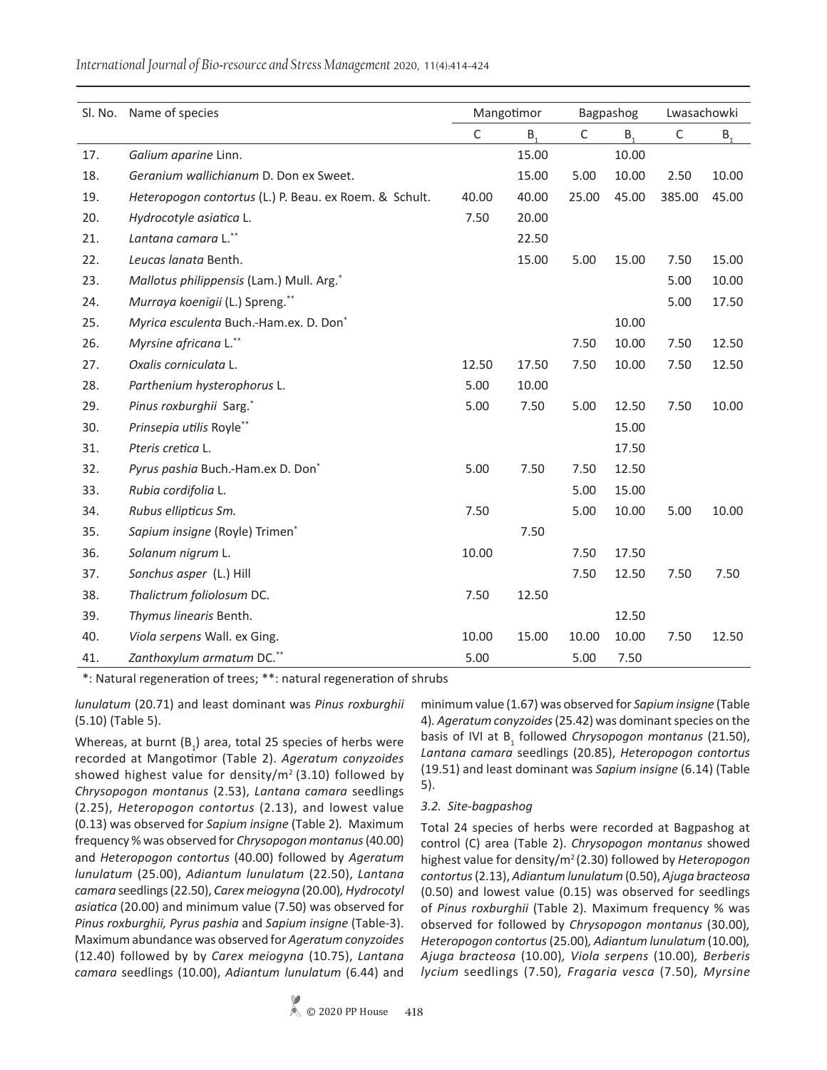| Sl. No. | Name of species | Mangotimor | | Bagpashog | | Lwasachowki | |
|---|---|---|---|---|---|---|---|
| | | C | $B_1$ | C | $B_1$ | C | $B_1$ |
| 17. | *Galium aparine* Linn. | | 15.00 | | 10.00 | | |
| 18. | *Geranium wallichianum* D. Don ex Sweet. | | 15.00 | 5.00 | 10.00 | 2.50 | 10.00 |
| 19. | *Heteropogon contortus* (L.) P. Beau. ex Roem. & Schult. | 40.00 | 40.00 | 25.00 | 45.00 | 385.00 | 45.00 |
| 20. | *Hydrocotyle asiatica* L. | 7.50 | 20.00 | | | | |
| 21. | *Lantana camara* L.** | | 22.50 | | | | |
| 22. | *Leucas lanata* Benth. | | 15.00 | 5.00 | 15.00 | 7.50 | 15.00 |
| 23. | *Mallotus philippensis* (Lam.) Mull. Arg.* | | | | | 5.00 | 10.00 |
| 24. | *Murraya koenigii* (L.) Spreng.** | | | | | 5.00 | 17.50 |
| 25. | *Myrica esculenta* Buch.-Ham.ex. D. Don* | | | | 10.00 | | |
| 26. | *Myrsine africana* L.** | | | 7.50 | 10.00 | 7.50 | 12.50 |
| 27. | *Oxalis corniculata* L. | 12.50 | 17.50 | 7.50 | 10.00 | 7.50 | 12.50 |
| 28. | *Parthenium hysterophorus* L. | 5.00 | 10.00 | | | | |
| 29. | *Pinus roxburghii* Sarg.* | 5.00 | 7.50 | 5.00 | 12.50 | 7.50 | 10.00 |
| 30. | *Prinsepia utilis* Royle** | | | | 15.00 | | |
| 31. | *Pteris cretica* L. | | | | 17.50 | | |
| 32. | *Pyrus pashia* Buch.-Ham.ex D. Don* | 5.00 | 7.50 | 7.50 | 12.50 | | |
| 33. | *Rubia cordifolia* L. | | | 5.00 | 15.00 | | |
| 34. | *Rubus ellipticus Sm.* | 7.50 | | 5.00 | 10.00 | 5.00 | 10.00 |
| 35. | *Sapium insigne* (Royle) Trimen* | | 7.50 | | | | |
| 36. | *Solanum nigrum* L. | 10.00 | | 7.50 | 17.50 | | |
| 37. | *Sonchus asper* (L.) Hill | | | 7.50 | 12.50 | 7.50 | 7.50 |
| 38. | *Thalictrum foliolosum* DC. | 7.50 | 12.50 | | | | |
| 39. | *Thymus linearis* Benth. | | | | 12.50 | | |
| 40. | *Viola serpens* Wall. ex Ging. | 10.00 | 15.00 | 10.00 | 10.00 | 7.50 | 12.50 |
| 41. | *Zanthoxylum armatum* DC.** | 5.00 | | 5.00 | 7.50 | | |

*: Natural regeneration of trees; **: natural regeneration of shrubs

*lunulatum* (20.71) and least dominant was *Pinus roxburghii* (5.10) (Table 5).

Whereas, at burnt ($B_1$) area, total 25 species of herbs were recorded at Mangotimor (Table 2). *Ageratum conyzoides* showed highest value for density/m$^2$ (3.10) followed by *Chrysopogon montanus* (2.53), *Lantana camara* seedlings (2.25), *Heteropogon contortus* (2.13), and lowest value (0.13) was observed for *Sapium insigne* (Table 2). Maximum frequency % was observed for *Chrysopogon montanus* (40.00) and *Heteropogon contortus* (40.00) followed by *Ageratum lunulatum* (25.00), *Adiantum lunulatum* (22.50), *Lantana camara* seedlings (22.50), *Carex meiogyna* (20.00), *Hydrocotyl asiatica* (20.00) and minimum value (7.50) was observed for *Pinus roxburghii, Pyrus pashia* and *Sapium insigne* (Table-3). Maximum abundance was observed for *Ageratum conyzoides* (12.40) followed by by *Carex meiogyna* (10.75), *Lantana camara* seedlings (10.00), *Adiantum lunulatum* (6.44) and minimum value (1.67) was observed for *Sapium insigne* (Table 4). *Ageratum conyzoides* (25.42) was dominant species on the basis of IVI at $B_1$ followed *Chrysopogon montanus* (21.50), *Lantana camara* seedlings (20.85), *Heteropogon contortus* (19.51) and least dominant was *Sapium insigne* (6.14) (Table 5).

### 3.2. Site-bagpashog

Total 24 species of herbs were recorded at Bagpashog at control (C) area (Table 2). *Chrysopogon montanus* showed highest value for density/m$^2$ (2.30) followed by *Heteropogon contortus* (2.13), *Adiantum lunulatum* (0.50), *Ajuga bracteosa* (0.50) and lowest value (0.15) was observed for seedlings of *Pinus roxburghii* (Table 2). Maximum frequency % was observed for followed by *Chrysopogon montanus* (30.00), *Heteropogon contortus* (25.00), *Adiantum lunulatum* (10.00), *Ajuga bracteosa* (10.00), *Viola serpens* (10.00), *Berberis lycium* seedlings (7.50), *Fragaria vesca* (7.50), *Myrsine*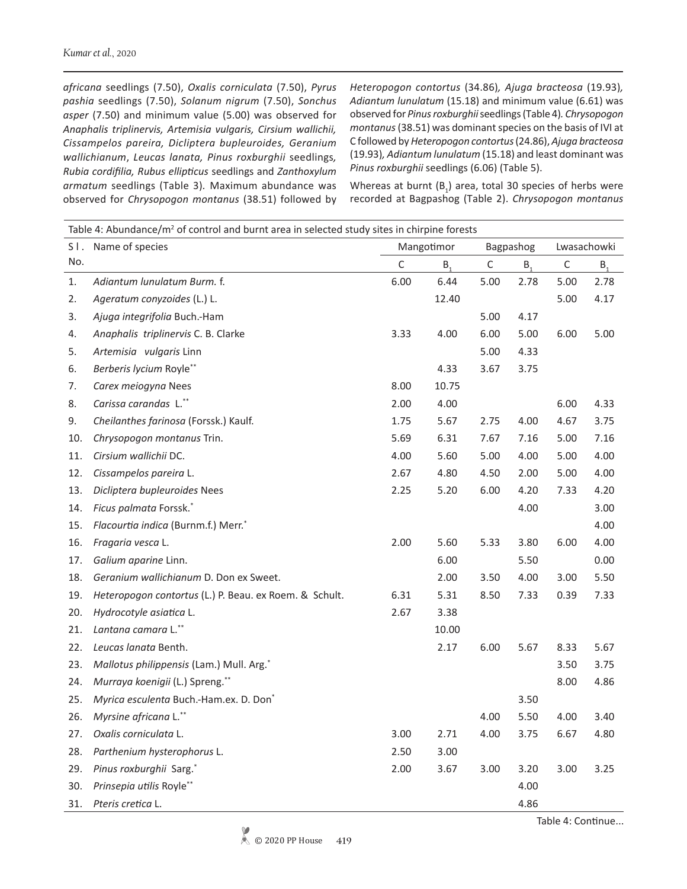*africana* seedlings (7.50), *Oxalis corniculata* (7.50), *Pyrus pashia* seedlings (7.50), *Solanum nigrum* (7.50), *Sonchus asper* (7.50) and minimum value (5.00) was observed for *Anaphalis triplinervis, Artemisia vulgaris, Cirsium wallichii, Cissampelos pareira, Dicliptera bupleuroides, Geranium wallichianum*, *Leucas lanata, Pinus roxburghii* seedlings*, Rubia cordifilia, Rubus ellipticus* seedlings and *Zanthoxylum armatum* seedlings (Table 3). Maximum abundance was observed for *Chrysopogon montanus* (38.51) followed by *Heteropogon contortus* (34.86)*, Ajuga bracteosa* (19.93)*, Adiantum lunulatum* (15.18) and minimum value (6.61) was observed for *Pinus roxburghii* seedlings (Table 4)*. Chrysopogon montanus* (38.51) was dominant species on the basis of IVI at C followed by *Heteropogon contortus* (24.86), *Ajuga bracteosa* (19.93)*, Adiantum lunulatum* (15.18) and least dominant was *Pinus roxburghii* seedlings (6.06) (Table 5).

Whereas at burnt ($B_1$) area, total 30 species of herbs were recorded at Bagpashog (Table 2). *Chrysopogon montanus*

Table 4: Abundance/m² of control and burnt area in selected study sites in chirpine forests

| Sl. No. | Name of species | Mangotimor | | Bagpashog | | Lwasachowki | |
|---|---|---|---|---|---|---|---|
| | | C | $B_1$ | C | $B_1$ | C | $B_1$ |
| 1. | *Adiantum lunulatum Burm.* f. | 6.00 | 6.44 | 5.00 | 2.78 | 5.00 | 2.78 |
| 2. | *Ageratum conyzoides* (L.) L. | | 12.40 | | | 5.00 | 4.17 |
| 3. | *Ajuga integrifolia* Buch.-Ham | | | 5.00 | 4.17 | | |
| 4. | *Anaphalis triplinervis* C. B. Clarke | 3.33 | 4.00 | 6.00 | 5.00 | 6.00 | 5.00 |
| 5. | *Artemisia vulgaris* Linn | | | 5.00 | 4.33 | | |
| 6. | *Berberis lycium* Royle** | | 4.33 | 3.67 | 3.75 | | |
| 7. | *Carex meiogyna* Nees | 8.00 | 10.75 | | | | |
| 8. | *Carissa carandas* L.** | 2.00 | 4.00 | | | 6.00 | 4.33 |
| 9. | *Cheilanthes farinosa* (Forssk.) Kaulf. | 1.75 | 5.67 | 2.75 | 4.00 | 4.67 | 3.75 |
| 10. | *Chrysopogon montanus* Trin. | 5.69 | 6.31 | 7.67 | 7.16 | 5.00 | 7.16 |
| 11. | *Cirsium wallichii* DC. | 4.00 | 5.60 | 5.00 | 4.00 | 5.00 | 4.00 |
| 12. | *Cissampelos pareira* L. | 2.67 | 4.80 | 4.50 | 2.00 | 5.00 | 4.00 |
| 13. | *Dicliptera bupleuroides* Nees | 2.25 | 5.20 | 6.00 | 4.20 | 7.33 | 4.20 |
| 14. | *Ficus palmata* Forssk.* | | | | 4.00 | | 3.00 |
| 15. | *Flacourtia indica* (Burnm.f.) Merr.* | | | | | | 4.00 |
| 16. | *Fragaria vesca* L. | 2.00 | 5.60 | 5.33 | 3.80 | 6.00 | 4.00 |
| 17. | *Galium aparine* Linn. | | 6.00 | | 5.50 | | 0.00 |
| 18. | *Geranium wallichianum* D. Don ex Sweet. | | 2.00 | 3.50 | 4.00 | 3.00 | 5.50 |
| 19. | *Heteropogon contortus* (L.) P. Beau. ex Roem. & Schult. | 6.31 | 5.31 | 8.50 | 7.33 | 0.39 | 7.33 |
| 20. | *Hydrocotyle asiatica* L. | 2.67 | 3.38 | | | | |
| 21. | *Lantana camara* L.** | | 10.00 | | | | |
| 22. | *Leucas lanata* Benth. | | 2.17 | 6.00 | 5.67 | 8.33 | 5.67 |
| 23. | *Mallotus philippensis* (Lam.) Mull. Arg.* | | | | | 3.50 | 3.75 |
| 24. | *Murraya koenigii* (L.) Spreng.** | | | | | 8.00 | 4.86 |
| 25. | *Myrica esculenta* Buch.-Ham.ex. D. Don* | | | | 3.50 | | |
| 26. | *Myrsine africana* L.** | | | 4.00 | 5.50 | 4.00 | 3.40 |
| 27. | *Oxalis corniculata* L. | 3.00 | 2.71 | 4.00 | 3.75 | 6.67 | 4.80 |
| 28. | *Parthenium hysterophorus* L. | 2.50 | 3.00 | | | | |
| 29. | *Pinus roxburghii* Sarg.* | 2.00 | 3.67 | 3.00 | 3.20 | 3.00 | 3.25 |
| 30. | *Prinsepia utilis* Royle** | | | | 4.00 | | |
| 31. | *Pteris cretica* L. | | | | 4.86 | | |

Table 4: Continue...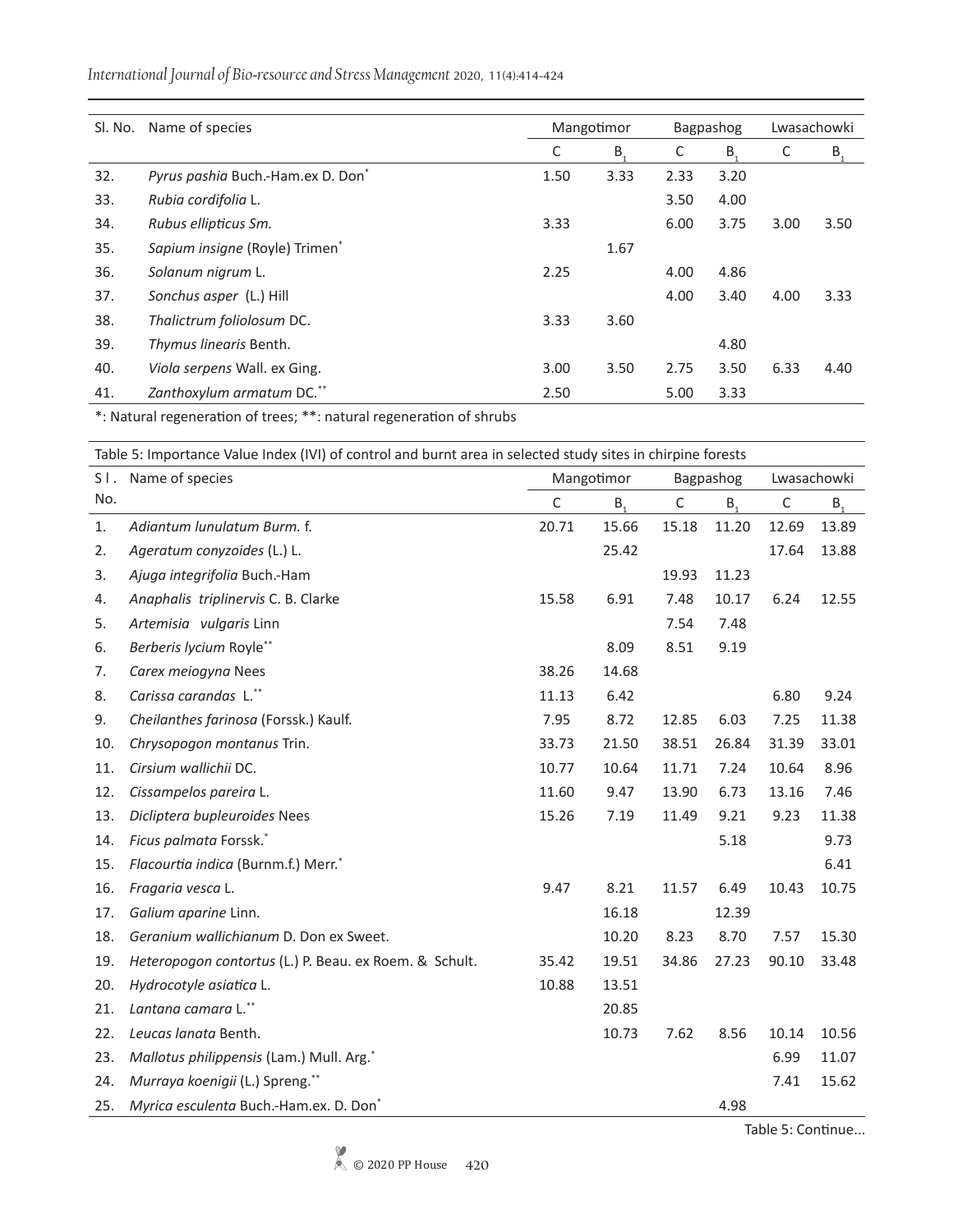| Sl. No. | Name of species | Mangotimor | | Bagpashog | | Lwasachowki | |
|---|---|---|---|---|---|---|---|
| | | C | $B_1$ | C | $B_1$ | C | $B_1$ |
| 32. | *Pyrus pashia* Buch.-Ham.ex D. Don* | 1.50 | 3.33 | 2.33 | 3.20 | | |
| 33. | *Rubia cordifolia* L. | | | 3.50 | 4.00 | | |
| 34. | *Rubus ellipticus Sm.* | 3.33 | | 6.00 | 3.75 | 3.00 | 3.50 |
| 35. | *Sapium insigne* (Royle) Trimen* | | 1.67 | | | | |
| 36. | *Solanum nigrum* L. | 2.25 | | 4.00 | 4.86 | | |
| 37. | *Sonchus asper* (L.) Hill | | | 4.00 | 3.40 | 4.00 | 3.33 |
| 38. | *Thalictrum foliolosum* DC. | 3.33 | 3.60 | | | | |
| 39. | *Thymus linearis* Benth. | | | | 4.80 | | |
| 40. | *Viola serpens* Wall. ex Ging. | 3.00 | 3.50 | 2.75 | 3.50 | 6.33 | 4.40 |
| 41. | *Zanthoxylum armatum* DC.** | 2.50 | | 5.00 | 3.33 | | |

*: Natural regeneration of trees; **: natural regeneration of shrubs

Table 5: Importance Value Index (IVI) of control and burnt area in selected study sites in chirpine forests

| Sl. No. | Name of species | Mangotimor | | Bagpashog | | Lwasachowki | |
|---|---|---|---|---|---|---|---|
| | | C | $B_1$ | C | $B_1$ | C | $B_1$ |
| 1. | *Adiantum lunulatum Burm.* f. | 20.71 | 15.66 | 15.18 | 11.20 | 12.69 | 13.89 |
| 2. | *Ageratum conyzoides* (L.) L. | | 25.42 | | | 17.64 | 13.88 |
| 3. | *Ajuga integrifolia* Buch.-Ham | | | 19.93 | 11.23 | | |
| 4. | *Anaphalis triplinervis* C. B. Clarke | 15.58 | 6.91 | 7.48 | 10.17 | 6.24 | 12.55 |
| 5. | *Artemisia vulgaris* Linn | | | 7.54 | 7.48 | | |
| 6. | *Berberis lycium* Royle** | | 8.09 | 8.51 | 9.19 | | |
| 7. | *Carex meiogyna* Nees | 38.26 | 14.68 | | | | |
| 8. | *Carissa carandas* L.** | 11.13 | 6.42 | | | 6.80 | 9.24 |
| 9. | *Cheilanthes farinosa* (Forssk.) Kaulf. | 7.95 | 8.72 | 12.85 | 6.03 | 7.25 | 11.38 |
| 10. | *Chrysopogon montanus* Trin. | 33.73 | 21.50 | 38.51 | 26.84 | 31.39 | 33.01 |
| 11. | *Cirsium wallichii* DC. | 10.77 | 10.64 | 11.71 | 7.24 | 10.64 | 8.96 |
| 12. | *Cissampelos pareira* L. | 11.60 | 9.47 | 13.90 | 6.73 | 13.16 | 7.46 |
| 13. | *Dicliptera bupleuroides* Nees | 15.26 | 7.19 | 11.49 | 9.21 | 9.23 | 11.38 |
| 14. | *Ficus palmata* Forssk.* | | | | 5.18 | | 9.73 |
| 15. | *Flacourtia indica* (Burnm.f.) Merr.* | | | | | | 6.41 |
| 16. | *Fragaria vesca* L. | 9.47 | 8.21 | 11.57 | 6.49 | 10.43 | 10.75 |
| 17. | *Galium aparine* Linn. | | 16.18 | | 12.39 | | |
| 18. | *Geranium wallichianum* D. Don ex Sweet. | | 10.20 | 8.23 | 8.70 | 7.57 | 15.30 |
| 19. | *Heteropogon contortus* (L.) P. Beau. ex Roem. & Schult. | 35.42 | 19.51 | 34.86 | 27.23 | 90.10 | 33.48 |
| 20. | *Hydrocotyle asiatica* L. | 10.88 | 13.51 | | | | |
| 21. | *Lantana camara* L.** | | 20.85 | | | | |
| 22. | *Leucas lanata* Benth. | | 10.73 | 7.62 | 8.56 | 10.14 | 10.56 |
| 23. | *Mallotus philippensis* (Lam.) Mull. Arg.* | | | | | 6.99 | 11.07 |
| 24. | *Murraya koenigii* (L.) Spreng.** | | | | | 7.41 | 15.62 |
| 25. | *Myrica esculenta* Buch.-Ham.ex. D. Don* | | | | 4.98 | | |

Table 5: Continue...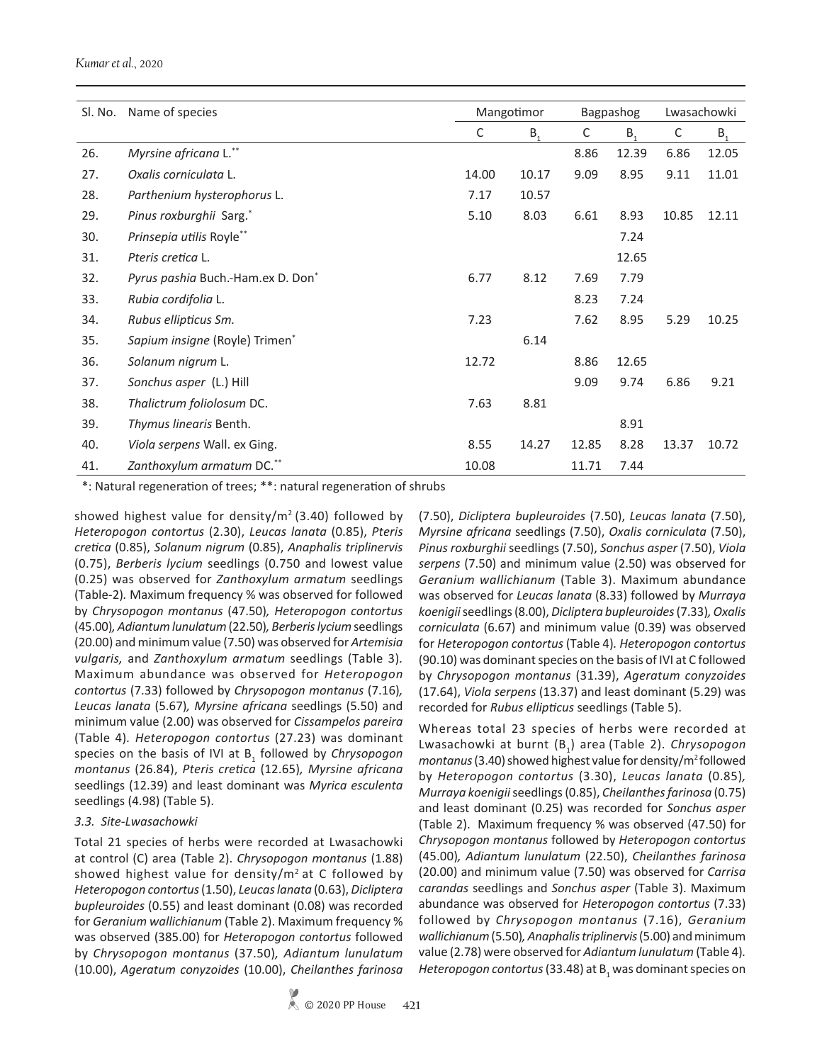| Sl. No. | Name of species | Mangotimor | | Bagpashog | | Lwasachowki | |
|---|---|---|---|---|---|---|---|
| | | C | $B_1$ | C | $B_1$ | C | $B_1$ |
| 26. | *Myrsine africana* L.** | | | 8.86 | 12.39 | 6.86 | 12.05 |
| 27. | *Oxalis corniculata* L. | 14.00 | 10.17 | 9.09 | 8.95 | 9.11 | 11.01 |
| 28. | *Parthenium hysterophorus* L. | 7.17 | 10.57 | | | | |
| 29. | *Pinus roxburghii* Sarg.* | 5.10 | 8.03 | 6.61 | 8.93 | 10.85 | 12.11 |
| 30. | *Prinsepia utilis* Royle** | | | | 7.24 | | |
| 31. | *Pteris cretica* L. | | | | 12.65 | | |
| 32. | *Pyrus pashia* Buch.-Ham.ex D. Don* | 6.77 | 8.12 | 7.69 | 7.79 | | |
| 33. | *Rubia cordifolia* L. | | | 8.23 | 7.24 | | |
| 34. | *Rubus ellipticus Sm.* | 7.23 | | 7.62 | 8.95 | 5.29 | 10.25 |
| 35. | *Sapium insigne* (Royle) Trimen* | | 6.14 | | | | |
| 36. | *Solanum nigrum* L. | 12.72 | | 8.86 | 12.65 | | |
| 37. | *Sonchus asper* (L.) Hill | | | 9.09 | 9.74 | 6.86 | 9.21 |
| 38. | *Thalictrum foliolosum* DC. | 7.63 | 8.81 | | | | |
| 39. | *Thymus linearis* Benth. | | | | 8.91 | | |
| 40. | *Viola serpens* Wall. ex Ging. | 8.55 | 14.27 | 12.85 | 8.28 | 13.37 | 10.72 |
| 41. | *Zanthoxylum armatum* DC.** | 10.08 | | 11.71 | 7.44 | | |

*: Natural regeneration of trees; **: natural regeneration of shrubs

showed highest value for density/m$^2$ (3.40) followed by *Heteropogon contortus* (2.30), *Leucas lanata* (0.85), *Pteris cretica* (0.85), *Solanum nigrum* (0.85), *Anaphalis triplinervis* (0.75), *Berberis lycium* seedlings (0.750 and lowest value (0.25) was observed for *Zanthoxylum armatum* seedlings (Table-2). Maximum frequency % was observed for followed by *Chrysopogon montanus* (47.50)*, Heteropogon contortus* (45.00)*, Adiantum lunulatum* (22.50)*, Berberis lycium* seedlings (20.00) and minimum value (7.50) was observed for *Artemisia vulgaris,* and *Zanthoxylum armatum* seedlings (Table 3). Maximum abundance was observed for *Heteropogon contortus* (7.33) followed by *Chrysopogon montanus* (7.16)*, Leucas lanata* (5.67)*, Myrsine africana* seedlings (5.50) and minimum value (2.00) was observed for *Cissampelos pareira* (Table 4). *Heteropogon contortus* (27.23) was dominant species on the basis of IVI at $B_1$ followed by *Chrysopogon montanus* (26.84), *Pteris cretica* (12.65)*, Myrsine africana* seedlings (12.39) and least dominant was *Myrica esculenta* seedlings (4.98) (Table 5).

### *3.3. Site-Lwasachowki*

Total 21 species of herbs were recorded at Lwasachowki at control (C) area (Table 2). *Chrysopogon montanus* (1.88) showed highest value for density/m$^2$ at C followed by *Heteropogon contortus* (1.50), *Leucas lanata* (0.63), *Dicliptera bupleuroides* (0.55) and least dominant (0.08) was recorded for *Geranium wallichianum* (Table 2). Maximum frequency % was observed (385.00) for *Heteropogon contortus* followed by *Chrysopogon montanus* (37.50)*, Adiantum lunulatum* (10.00), *Ageratum conyzoides* (10.00), *Cheilanthes farinosa* (7.50), *Dicliptera bupleuroides* (7.50), *Leucas lanata* (7.50), *Myrsine africana* seedlings (7.50), *Oxalis corniculata* (7.50), *Pinus roxburghii* seedlings (7.50), *Sonchus asper* (7.50), *Viola serpens* (7.50) and minimum value (2.50) was observed for *Geranium wallichianum* (Table 3). Maximum abundance was observed for *Leucas lanata* (8.33) followed by *Murraya koenigii* seedlings (8.00), *Dicliptera bupleuroides* (7.33)*, Oxalis corniculata* (6.67) and minimum value (0.39) was observed for *Heteropogon contortus* (Table 4). *Heteropogon contortus* (90.10) was dominant species on the basis of IVI at C followed by *Chrysopogon montanus* (31.39), *Ageratum conyzoides* (17.64), *Viola serpens* (13.37) and least dominant (5.29) was recorded for *Rubus ellipticus* seedlings (Table 5).

Whereas total 23 species of herbs were recorded at Lwasachowki at burnt ($B_1$) area (Table 2). *Chrysopogon montanus* (3.40) showed highest value for density/m$^2$ followed by *Heteropogon contortus* (3.30), *Leucas lanata* (0.85)*, Murraya koenigii* seedlings (0.85), *Cheilanthes farinosa* (0.75) and least dominant (0.25) was recorded for *Sonchus asper* (Table 2). Maximum frequency % was observed (47.50) for *Chrysopogon montanus* followed by *Heteropogon contortus* (45.00)*, Adiantum lunulatum* (22.50), *Cheilanthes farinosa* (20.00) and minimum value (7.50) was observed for *Carrisa carandas* seedlings and *Sonchus asper* (Table 3). Maximum abundance was observed for *Heteropogon contortus* (7.33) followed by *Chrysopogon montanus* (7.16), *Geranium wallichianum* (5.50)*, Anaphalis triplinervis* (5.00) and minimum value (2.78) were observed for *Adiantum lunulatum* (Table 4). *Heteropogon contortus* (33.48) at $B_1$ was dominant species on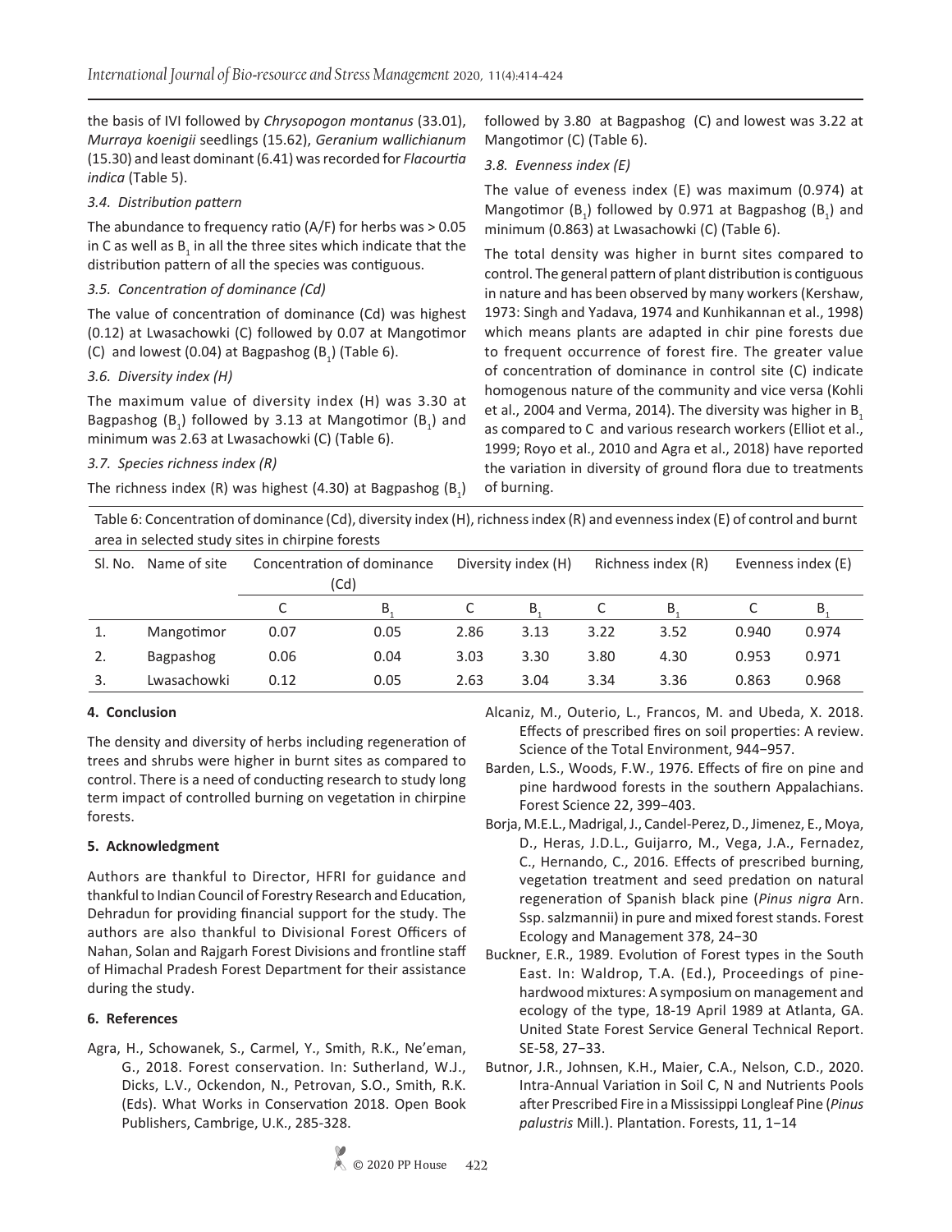the basis of IVI followed by *Chrysopogon montanus* (33.01), *Murraya koenigii* seedlings (15.62), *Geranium wallichianum* (15.30) and least dominant (6.41) was recorded for *Flacourtia indica* (Table 5).

### 3.4. Distribution pattern

The abundance to frequency ratio (A/F) for herbs was > 0.05 in C as well as $B_1$ in all the three sites which indicate that the distribution pattern of all the species was contiguous.

### 3.5. Concentration of dominance (Cd)

The value of concentration of dominance (Cd) was highest (0.12) at Lwasachowki (C) followed by 0.07 at Mangotimor (C) and lowest (0.04) at Bagpashog ($B_1$) (Table 6).

### 3.6. Diversity index (H)

The maximum value of diversity index (H) was 3.30 at Bagpashog ($B_1$) followed by 3.13 at Mangotimor ($B_1$) and minimum was 2.63 at Lwasachowki (C) (Table 6).

### 3.7. Species richness index (R)

The richness index (R) was highest (4.30) at Bagpashog ($B_1$) followed by 3.80 at Bagpashog (C) and lowest was 3.22 at Mangotimor (C) (Table 6).

### 3.8. Evenness index (E)

The value of eveness index (E) was maximum (0.974) at Mangotimor ($B_1$) followed by 0.971 at Bagpashog ($B_1$) and minimum (0.863) at Lwasachowki (C) (Table 6).

The total density was higher in burnt sites compared to control. The general pattern of plant distribution is contiguous in nature and has been observed by many workers (Kershaw, 1973: Singh and Yadava, 1974 and Kunhikannan et al., 1998) which means plants are adapted in chir pine forests due to frequent occurrence of forest fire. The greater value of concentration of dominance in control site (C) indicate homogenous nature of the community and vice versa (Kohli et al., 2004 and Verma, 2014). The diversity was higher in $B_1$ as compared to C and various research workers (Elliot et al., 1999; Royo et al., 2010 and Agra et al., 2018) have reported the variation in diversity of ground flora due to treatments of burning.

Table 6: Concentration of dominance (Cd), diversity index (H), richness index (R) and evenness index (E) of control and burnt area in selected study sites in chirpine forests

| Sl. No. | Name of site | Concentration of dominance (Cd) | | Diversity index (H) | | Richness index (R) | | Evenness index (E) | |
|---|---|---|---|---|---|---|---|---|---|
| | | C | $B_1$ | C | $B_1$ | C | $B_1$ | C | $B_1$ |
| 1. | Mangotimor | 0.07 | 0.05 | 2.86 | 3.13 | 3.22 | 3.52 | 0.940 | 0.974 |
| 2. | Bagpashog | 0.06 | 0.04 | 3.03 | 3.30 | 3.80 | 4.30 | 0.953 | 0.971 |
| 3. | Lwasachowki | 0.12 | 0.05 | 2.63 | 3.04 | 3.34 | 3.36 | 0.863 | 0.968 |

## 4. Conclusion

The density and diversity of herbs including regeneration of trees and shrubs were higher in burnt sites as compared to control. There is a need of conducting research to study long term impact of controlled burning on vegetation in chirpine forests.

## 5. Acknowledgment

Authors are thankful to Director, HFRI for guidance and thankful to Indian Council of Forestry Research and Education, Dehradun for providing financial support for the study. The authors are also thankful to Divisional Forest Officers of Nahan, Solan and Rajgarh Forest Divisions and frontline staff of Himachal Pradesh Forest Department for their assistance during the study.

## 6. References

Agra, H., Schowanek, S., Carmel, Y., Smith, R.K., Ne'eman, G., 2018. Forest conservation. In: Sutherland, W.J., Dicks, L.V., Ockendon, N., Petrovan, S.O., Smith, R.K. (Eds). What Works in Conservation 2018. Open Book Publishers, Cambrige, U.K., 285-328.

Alcaniz, M., Outerio, L., Francos, M. and Ubeda, X. 2018. Effects of prescribed fires on soil properties: A review. Science of the Total Environment, 944−957.

Barden, L.S., Woods, F.W., 1976. Effects of fire on pine and pine hardwood forests in the southern Appalachians. Forest Science 22, 399−403.

Borja, M.E.L., Madrigal, J., Candel-Perez, D., Jimenez, E., Moya, D., Heras, J.D.L., Guijarro, M., Vega, J.A., Fernadez, C., Hernando, C., 2016. Effects of prescribed burning, vegetation treatment and seed predation on natural regeneration of Spanish black pine (*Pinus nigra* Arn. Ssp. salzmannii) in pure and mixed forest stands. Forest Ecology and Management 378, 24−30

Buckner, E.R., 1989. Evolution of Forest types in the South East. In: Waldrop, T.A. (Ed.), Proceedings of pine-hardwood mixtures: A symposium on management and ecology of the type, 18-19 April 1989 at Atlanta, GA. United State Forest Service General Technical Report. SE-58, 27−33.

Butnor, J.R., Johnsen, K.H., Maier, C.A., Nelson, C.D., 2020. Intra-Annual Variation in Soil C, N and Nutrients Pools after Prescribed Fire in a Mississippi Longleaf Pine (*Pinus palustris* Mill.). Plantation. Forests, 11, 1−14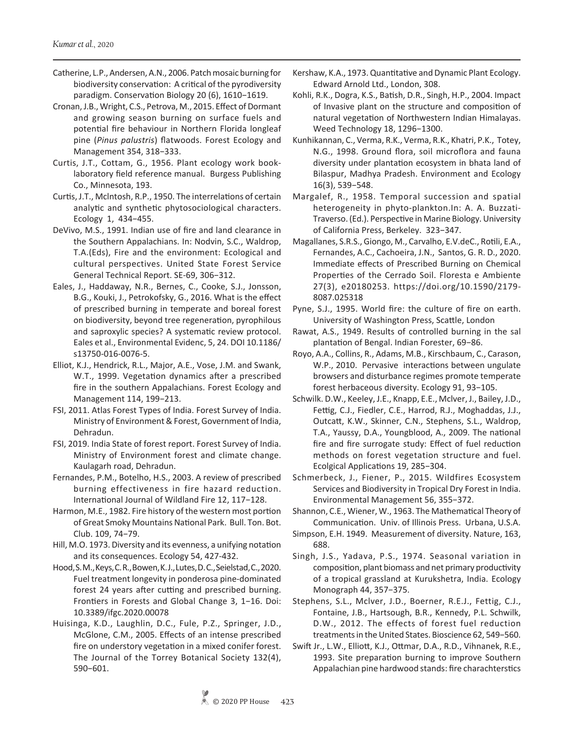Catherine, L.P., Andersen, A.N., 2006. Patch mosaic burning for biodiversity conservation: A critical of the pyrodiversity paradigm. Conservation Biology 20 (6), 1610−1619.

Cronan, J.B., Wright, C.S., Petrova, M., 2015. Effect of Dormant and growing season burning on surface fuels and potential fire behaviour in Northern Florida longleaf pine (*Pinus palustris*) flatwoods. Forest Ecology and Management 354, 318−333.

Curtis, J.T., Cottam, G., 1956. Plant ecology work book-laboratory field reference manual. Burgess Publishing Co., Minnesota, 193.

Curtis, J.T., Mclntosh, R.P., 1950. The interrelations of certain analytic and synthetic phytosociological characters. Ecology 1, 434−455.

DeVivo, M.S., 1991. Indian use of fire and land clearance in the Southern Appalachians. In: Nodvin, S.C., Waldrop, T.A.(Eds), Fire and the environment: Ecological and cultural perspectives. United State Forest Service General Technical Report. SE-69, 306−312.

Eales, J., Haddaway, N.R., Bernes, C., Cooke, S.J., Jonsson, B.G., Kouki, J., Petrokofsky, G., 2016. What is the effect of prescribed burning in temperate and boreal forest on biodiversity, beyond tree regeneration, pyrophilous and saproxylic species? A systematic review protocol. Eales et al., Environmental Evidenc, 5, 24. DOI 10.1186/s13750-016-0076-5.

Elliot, K.J., Hendrick, R.L., Major, A.E., Vose, J.M. and Swank, W.T., 1999. Vegetation dynamics after a prescribed fire in the southern Appalachians. Forest Ecology and Management 114, 199−213.

FSI, 2011. Atlas Forest Types of India. Forest Survey of India. Ministry of Environment & Forest, Government of India, Dehradun.

FSI, 2019. India State of forest report. Forest Survey of India. Ministry of Environment forest and climate change. Kaulagarh road, Dehradun.

Fernandes, P.M., Botelho, H.S., 2003. A review of prescribed burning effectiveness in fire hazard reduction. International Journal of Wildland Fire 12, 117−128.

Harmon, M.E., 1982. Fire history of the western most portion of Great Smoky Mountains National Park. Bull. Ton. Bot. Club. 109, 74−79.

Hill, M.O. 1973. Diversity and its evenness, a unifying notation and its consequences. Ecology 54, 427-432.

Hood, S.M., Keys, C.R., Bowen, K.J., Lutes, D.C., Seielstad, C., 2020. Fuel treatment longevity in ponderosa pine-dominated forest 24 years after cutting and prescribed burning. Frontiers in Forests and Global Change 3, 1−16. Doi: 10.3389/ifgc.2020.00078

Huisinga, K.D., Laughlin, D.C., Fule, P.Z., Springer, J.D., McGlone, C.M., 2005. Effects of an intense prescribed fire on understory vegetation in a mixed conifer forest. The Journal of the Torrey Botanical Society 132(4), 590−601.

Kershaw, K.A., 1973. Quantitative and Dynamic Plant Ecology. Edward Arnold Ltd., London, 308.

Kohli, R.K., Dogra, K.S., Batish, D.R., Singh, H.P., 2004. Impact of Invasive plant on the structure and composition of natural vegetation of Northwestern Indian Himalayas. Weed Technology 18, 1296−1300.

Kunhikannan, C., Verma, R.K., Verma, R.K., Khatri, P.K., Totey, N.G., 1998. Ground flora, soil microflora and fauna diversity under plantation ecosystem in bhata land of Bilaspur, Madhya Pradesh. Environment and Ecology 16(3), 539−548.

Margalef, R., 1958. Temporal succession and spatial heterogeneity in phyto-plankton.In: A. A. Buzzati-Traverso. (Ed.). Perspective in Marine Biology. University of California Press, Berkeley. 323−347.

Magallanes, S.R.S., Giongo, M., Carvalho, E.V.deC., Rotili, E.A., Fernandes, A.C., Cachoeira, J.N., Santos, G. R. D., 2020. Immediate effects of Prescribed Burning on Chemical Properties of the Cerrado Soil. Floresta e Ambiente 27(3), e20180253. https://doi.org/10.1590/2179-8087.025318

Pyne, S.J., 1995. World fire: the culture of fire on earth. University of Washington Press, Scattle, London

Rawat, A.S., 1949. Results of controlled burning in the sal plantation of Bengal. Indian Forester, 69−86.

Royo, A.A., Collins, R., Adams, M.B., Kirschbaum, C., Carason, W.P., 2010. Pervasive interactions between ungulate browsers and disturbance regimes promote temperate forest herbaceous diversity. Ecology 91, 93−105.

Schwilk. D.W., Keeley, J.E., Knapp, E.E., Mclver, J., Bailey, J.D., Fettig, C.J., Fiedler, C.E., Harrod, R.J., Moghaddas, J.J., Outcatt, K.W., Skinner, C.N., Stephens, S.L., Waldrop, T.A., Yaussy, D.A., Youngblood, A., 2009. The national fire and fire surrogate study: Effect of fuel reduction methods on forest vegetation structure and fuel. Ecolgical Applications 19, 285−304.

Schmerbeck, J., Fiener, P., 2015. Wildfires Ecosystem Services and Biodiversity in Tropical Dry Forest in India. Environmental Management 56, 355−372.

Shannon, C.E., Wiener, W., 1963. The Mathematical Theory of Communication. Univ. of Illinois Press. Urbana, U.S.A.

Simpson, E.H. 1949. Measurement of diversity. Nature, 163, 688.

Singh, J.S., Yadava, P.S., 1974. Seasonal variation in composition, plant biomass and net primary productivity of a tropical grassland at Kurukshetra, India. Ecology Monograph 44, 357−375.

Stephens, S.L., Mclver, J.D., Boerner, R.E.J., Fettig, C.J., Fontaine, J.B., Hartsough, B.R., Kennedy, P.L. Schwilk, D.W., 2012. The effects of forest fuel reduction treatments in the United States. Bioscience 62, 549−560.

Swift Jr., L.W., Elliott, K.J., Ottmar, D.A., R.D., Vihnanek, R.E., 1993. Site preparation burning to improve Southern Appalachian pine hardwood stands: fire charachterstics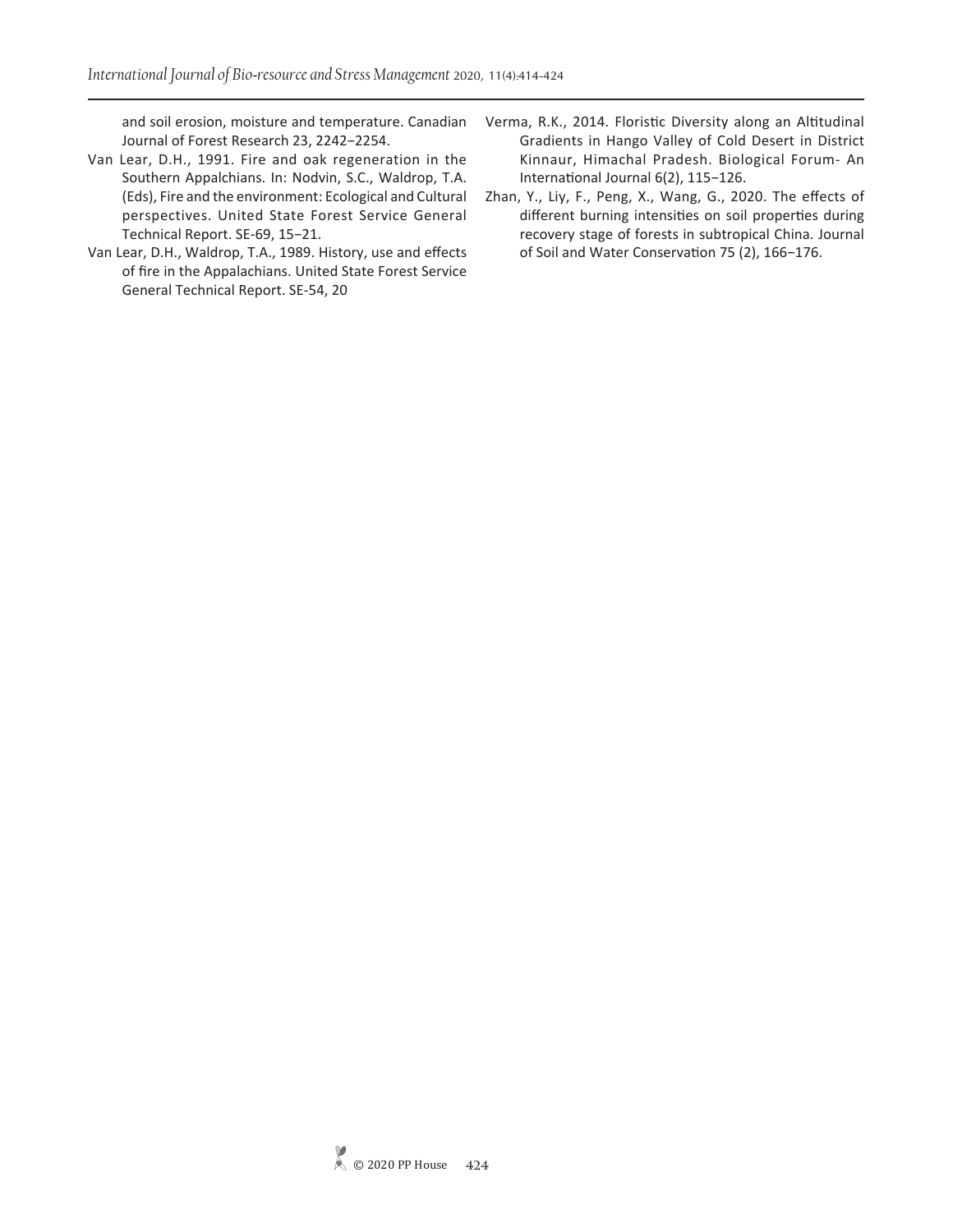and soil erosion, moisture and temperature. Canadian Journal of Forest Research 23, 2242−2254.

Van Lear, D.H., 1991. Fire and oak regeneration in the Southern Appalchians. In: Nodvin, S.C., Waldrop, T.A. (Eds), Fire and the environment: Ecological and Cultural perspectives. United State Forest Service General Technical Report. SE-69, 15−21.

Van Lear, D.H., Waldrop, T.A., 1989. History, use and effects of fire in the Appalachians. United State Forest Service General Technical Report. SE-54, 20

Verma, R.K., 2014. Floristic Diversity along an Altitudinal Gradients in Hango Valley of Cold Desert in District Kinnaur, Himachal Pradesh. Biological Forum- An International Journal 6(2), 115−126.

Zhan, Y., Liy, F., Peng, X., Wang, G., 2020. The effects of different burning intensities on soil properties during recovery stage of forests in subtropical China. Journal of Soil and Water Conservation 75 (2), 166−176.